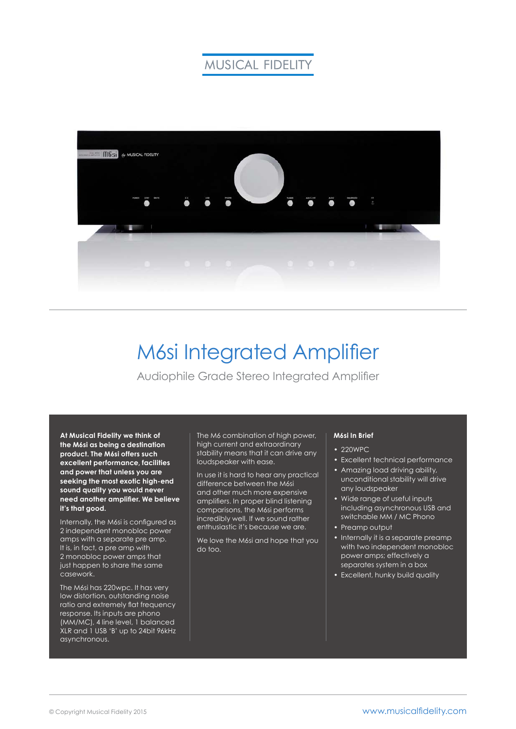MUSICAL FIDELITY

# M6si Integrated Amplifier

## Audiophile Grade Stereo Integrated Amplifier

**At Musical Fidelity we think of the M6si as being a destination product. The M6si offers such excellent performance, facilities and power that unless you are seeking the most exotic high-end sound quality you would never need another amplifier. We believe it's that good.**

Internally, the M6si is configured as 2 independent monobloc power amps with a separate pre amp. It is, in fact, a pre amp with 2 monobloc power amps that just happen to share the same casework.

The M6si has 220wpc. It has very low distortion, outstanding noise ratio and extremely flat frequency response. Its inputs are phono (MM/MC), 4 line level, 1 balanced XLR and 1 USB 'B' up to 24bit 96kHz asynchronous.

The M6 combination of high power, high current and extraordinary stability means that it can drive any loudspeaker with ease.

In use it is hard to hear any practical difference between the M6si and other much more expensive amplifiers. In proper blind listening comparisons, the M6si performs incredibly well. If we sound rather enthusiastic it's because we are.

We love the M6si and hope that you do too.

**M6si In Brief**

- 220WPC
- Excellent technical performance
- Amazing load driving ability, unconditional stability will drive any loudspeaker
- Wide range of useful inputs including asynchronous USB and switchable MM / MC Phono
- Preamp output
- Internally it is a separate preamp with two independent monobloc power amps; effectively a separates system in a box
- Excellent, hunky build quality

© Copyright Musical Fidelity 2015

www.musicalfidelity.com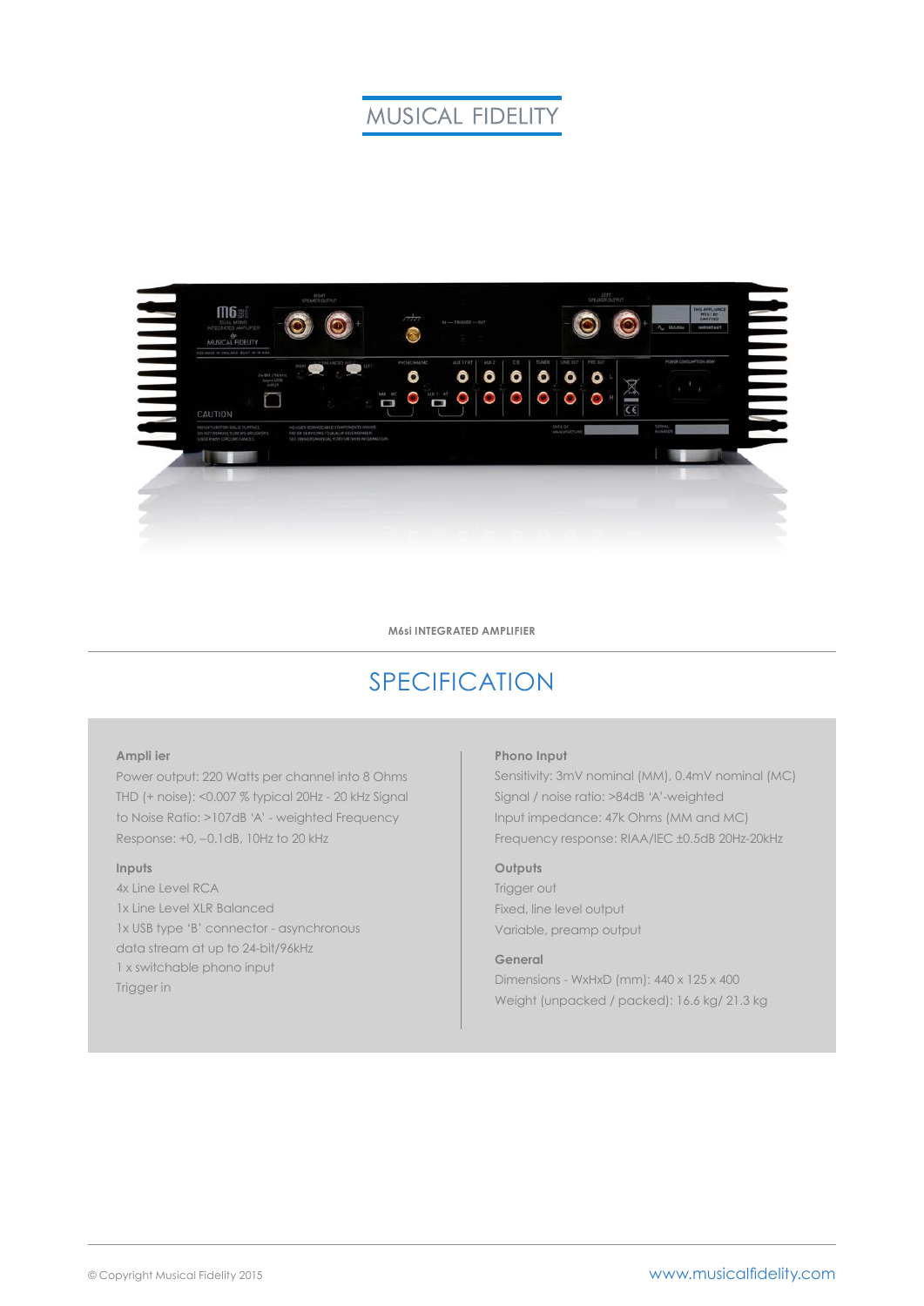MUSICAL FIDELITY

M6si INTEGRATED AMPLIFIER

## SPECIFICATION

**Ampli ier**

Power output: 220 Watts per channel into 8 Ohms
THD (+ noise): <0.007 % typical 20Hz - 20 kHz Signal
to Noise Ratio: >107dB 'A' - weighted Frequency
Response: +0, –0.1dB, 10Hz to 20 kHz

**Inputs**

4x Line Level RCA
1x Line Level XLR Balanced
1x USB type 'B' connector - asynchronous
data stream at up to 24-bit/96kHz
1 x switchable phono input
Trigger in

**Phono Input**

Sensitivity: 3mV nominal (MM), 0.4mV nominal (MC)
Signal / noise ratio: >84dB 'A'-weighted
Input impedance: 47k Ohms (MM and MC)
Frequency response: RIAA/IEC ±0.5dB 20Hz-20kHz

**Outputs**

Trigger out
Fixed, line level output
Variable, preamp output

**General**

Dimensions - WxHxD (mm): 440 x 125 x 400
Weight (unpacked / packed): 16.6 kg/ 21.3 kg

© Copyright Musical Fidelity 2015

www.musicalfidelity.com